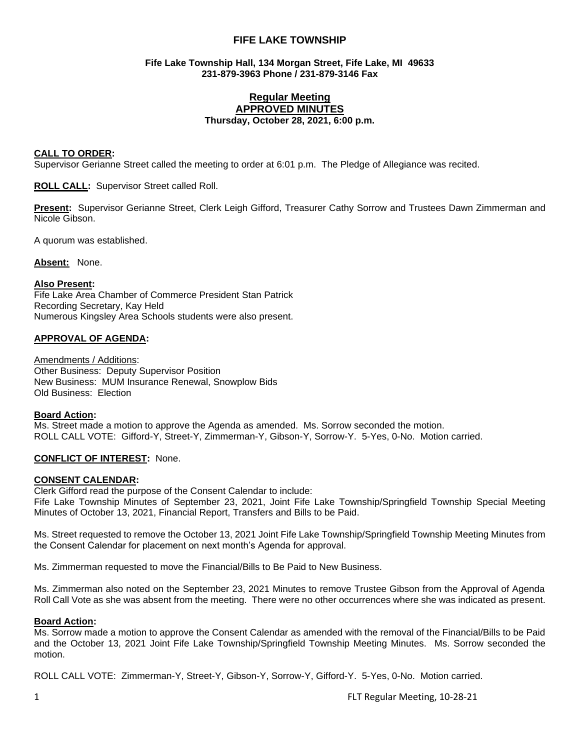# FIFE LAKE TOWNSHIP

**Fife Lake Township Hall, 134 Morgan Street, Fife Lake, MI 49633**
**231-879-3963 Phone / 231-879-3146 Fax**

## Regular Meeting
## APPROVED MINUTES
**Thursday, October 28, 2021, 6:00 p.m.**

**CALL TO ORDER:**
Supervisor Gerianne Street called the meeting to order at 6:01 p.m. The Pledge of Allegiance was recited.

**ROLL CALL:** Supervisor Street called Roll.

**Present:** Supervisor Gerianne Street, Clerk Leigh Gifford, Treasurer Cathy Sorrow and Trustees Dawn Zimmerman and Nicole Gibson.

A quorum was established.

**Absent:** None.

**Also Present:**
Fife Lake Area Chamber of Commerce President Stan Patrick
Recording Secretary, Kay Held
Numerous Kingsley Area Schools students were also present.

**APPROVAL OF AGENDA:**

Amendments / Additions:
Other Business: Deputy Supervisor Position
New Business: MUM Insurance Renewal, Snowplow Bids
Old Business: Election

**Board Action:**
Ms. Street made a motion to approve the Agenda as amended. Ms. Sorrow seconded the motion.
ROLL CALL VOTE: Gifford-Y, Street-Y, Zimmerman-Y, Gibson-Y, Sorrow-Y. 5-Yes, 0-No. Motion carried.

**CONFLICT OF INTEREST:** None.

**CONSENT CALENDAR:**
Clerk Gifford read the purpose of the Consent Calendar to include:
Fife Lake Township Minutes of September 23, 2021, Joint Fife Lake Township/Springfield Township Special Meeting Minutes of October 13, 2021, Financial Report, Transfers and Bills to be Paid.

Ms. Street requested to remove the October 13, 2021 Joint Fife Lake Township/Springfield Township Meeting Minutes from the Consent Calendar for placement on next month's Agenda for approval.

Ms. Zimmerman requested to move the Financial/Bills to Be Paid to New Business.

Ms. Zimmerman also noted on the September 23, 2021 Minutes to remove Trustee Gibson from the Approval of Agenda Roll Call Vote as she was absent from the meeting. There were no other occurrences where she was indicated as present.

**Board Action:**
Ms. Sorrow made a motion to approve the Consent Calendar as amended with the removal of the Financial/Bills to be Paid and the October 13, 2021 Joint Fife Lake Township/Springfield Township Meeting Minutes. Ms. Sorrow seconded the motion.

ROLL CALL VOTE: Zimmerman-Y, Street-Y, Gibson-Y, Sorrow-Y, Gifford-Y. 5-Yes, 0-No. Motion carried.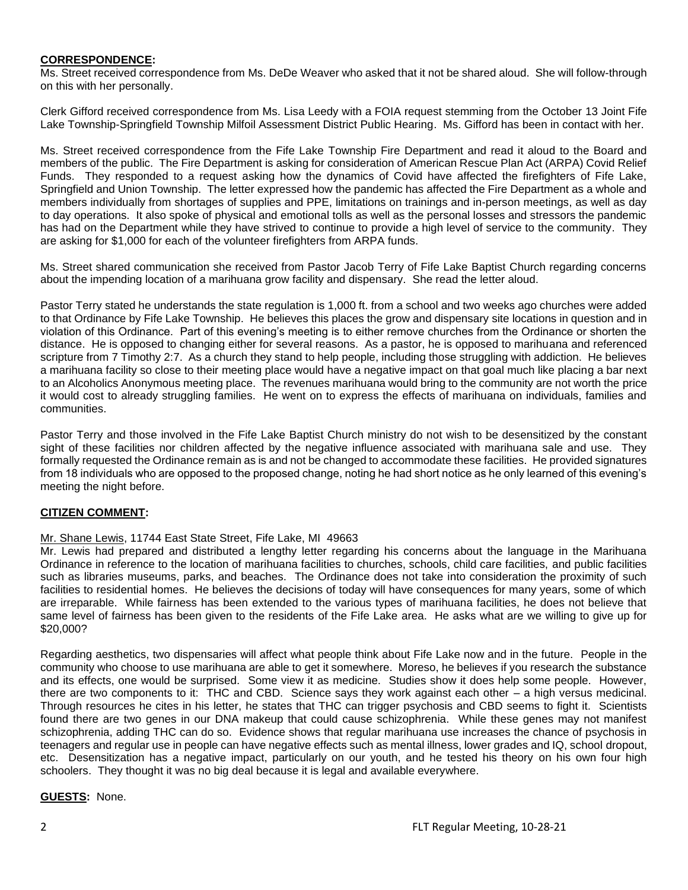**CORRESPONDENCE:**

Ms. Street received correspondence from Ms. DeDe Weaver who asked that it not be shared aloud. She will follow-through on this with her personally.

Clerk Gifford received correspondence from Ms. Lisa Leedy with a FOIA request stemming from the October 13 Joint Fife Lake Township-Springfield Township Milfoil Assessment District Public Hearing. Ms. Gifford has been in contact with her.

Ms. Street received correspondence from the Fife Lake Township Fire Department and read it aloud to the Board and members of the public. The Fire Department is asking for consideration of American Rescue Plan Act (ARPA) Covid Relief Funds. They responded to a request asking how the dynamics of Covid have affected the firefighters of Fife Lake, Springfield and Union Township. The letter expressed how the pandemic has affected the Fire Department as a whole and members individually from shortages of supplies and PPE, limitations on trainings and in-person meetings, as well as day to day operations. It also spoke of physical and emotional tolls as well as the personal losses and stressors the pandemic has had on the Department while they have strived to continue to provide a high level of service to the community. They are asking for $1,000 for each of the volunteer firefighters from ARPA funds.

Ms. Street shared communication she received from Pastor Jacob Terry of Fife Lake Baptist Church regarding concerns about the impending location of a marihuana grow facility and dispensary. She read the letter aloud.

Pastor Terry stated he understands the state regulation is 1,000 ft. from a school and two weeks ago churches were added to that Ordinance by Fife Lake Township. He believes this places the grow and dispensary site locations in question and in violation of this Ordinance. Part of this evening's meeting is to either remove churches from the Ordinance or shorten the distance. He is opposed to changing either for several reasons. As a pastor, he is opposed to marihuana and referenced scripture from 7 Timothy 2:7. As a church they stand to help people, including those struggling with addiction. He believes a marihuana facility so close to their meeting place would have a negative impact on that goal much like placing a bar next to an Alcoholics Anonymous meeting place. The revenues marihuana would bring to the community are not worth the price it would cost to already struggling families. He went on to express the effects of marihuana on individuals, families and communities.

Pastor Terry and those involved in the Fife Lake Baptist Church ministry do not wish to be desensitized by the constant sight of these facilities nor children affected by the negative influence associated with marihuana sale and use. They formally requested the Ordinance remain as is and not be changed to accommodate these facilities. He provided signatures from 18 individuals who are opposed to the proposed change, noting he had short notice as he only learned of this evening's meeting the night before.

**CITIZEN COMMENT:**

Mr. Shane Lewis, 11744 East State Street, Fife Lake, MI 49663

Mr. Lewis had prepared and distributed a lengthy letter regarding his concerns about the language in the Marihuana Ordinance in reference to the location of marihuana facilities to churches, schools, child care facilities, and public facilities such as libraries museums, parks, and beaches. The Ordinance does not take into consideration the proximity of such facilities to residential homes. He believes the decisions of today will have consequences for many years, some of which are irreparable. While fairness has been extended to the various types of marihuana facilities, he does not believe that same level of fairness has been given to the residents of the Fife Lake area. He asks what are we willing to give up for $20,000?

Regarding aesthetics, two dispensaries will affect what people think about Fife Lake now and in the future. People in the community who choose to use marihuana are able to get it somewhere. Moreso, he believes if you research the substance and its effects, one would be surprised. Some view it as medicine. Studies show it does help some people. However, there are two components to it: THC and CBD. Science says they work against each other – a high versus medicinal. Through resources he cites in his letter, he states that THC can trigger psychosis and CBD seems to fight it. Scientists found there are two genes in our DNA makeup that could cause schizophrenia. While these genes may not manifest schizophrenia, adding THC can do so. Evidence shows that regular marihuana use increases the chance of psychosis in teenagers and regular use in people can have negative effects such as mental illness, lower grades and IQ, school dropout, etc. Desensitization has a negative impact, particularly on our youth, and he tested his theory on his own four high schoolers. They thought it was no big deal because it is legal and available everywhere.

**GUESTS:** None.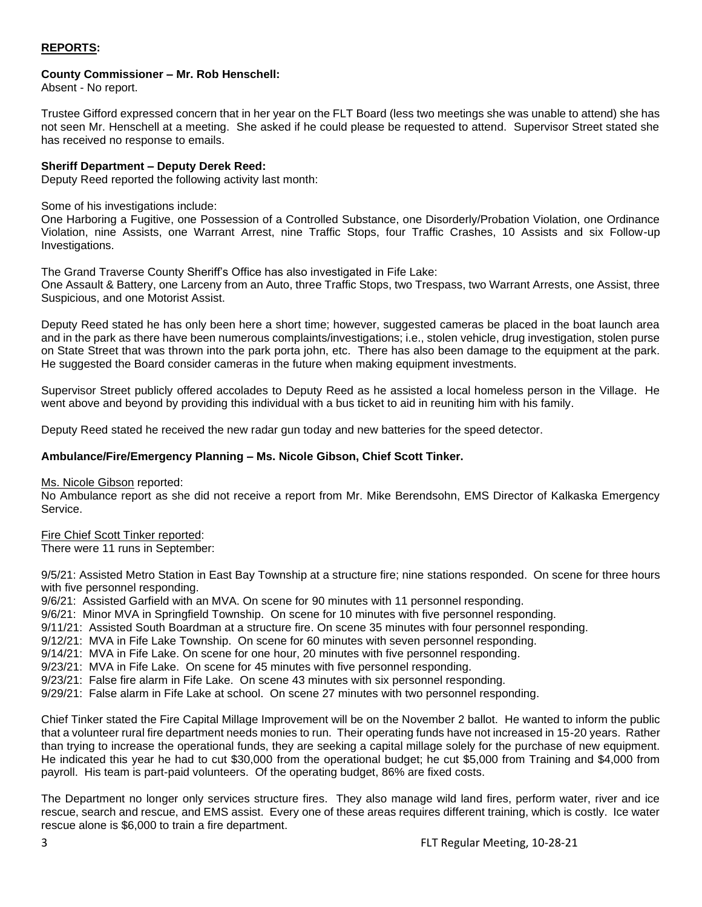## **REPORTS:**

**County Commissioner – Mr. Rob Henschell:**
Absent - No report.

Trustee Gifford expressed concern that in her year on the FLT Board (less two meetings she was unable to attend) she has not seen Mr. Henschell at a meeting. She asked if he could please be requested to attend. Supervisor Street stated she has received no response to emails.

**Sheriff Department – Deputy Derek Reed:**
Deputy Reed reported the following activity last month:

Some of his investigations include:
One Harboring a Fugitive, one Possession of a Controlled Substance, one Disorderly/Probation Violation, one Ordinance Violation, nine Assists, one Warrant Arrest, nine Traffic Stops, four Traffic Crashes, 10 Assists and six Follow-up Investigations.

The Grand Traverse County Sheriff's Office has also investigated in Fife Lake:
One Assault & Battery, one Larceny from an Auto, three Traffic Stops, two Trespass, two Warrant Arrests, one Assist, three Suspicious, and one Motorist Assist.

Deputy Reed stated he has only been here a short time; however, suggested cameras be placed in the boat launch area and in the park as there have been numerous complaints/investigations; i.e., stolen vehicle, drug investigation, stolen purse on State Street that was thrown into the park porta john, etc. There has also been damage to the equipment at the park. He suggested the Board consider cameras in the future when making equipment investments.

Supervisor Street publicly offered accolades to Deputy Reed as he assisted a local homeless person in the Village. He went above and beyond by providing this individual with a bus ticket to aid in reuniting him with his family.

Deputy Reed stated he received the new radar gun today and new batteries for the speed detector.

**Ambulance/Fire/Emergency Planning – Ms. Nicole Gibson, Chief Scott Tinker.**

Ms. Nicole Gibson reported:
No Ambulance report as she did not receive a report from Mr. Mike Berendsohn, EMS Director of Kalkaska Emergency Service.

Fire Chief Scott Tinker reported:
There were 11 runs in September:

9/5/21: Assisted Metro Station in East Bay Township at a structure fire; nine stations responded. On scene for three hours with five personnel responding.
9/6/21: Assisted Garfield with an MVA. On scene for 90 minutes with 11 personnel responding.
9/6/21: Minor MVA in Springfield Township. On scene for 10 minutes with five personnel responding.
9/11/21: Assisted South Boardman at a structure fire. On scene 35 minutes with four personnel responding.
9/12/21: MVA in Fife Lake Township. On scene for 60 minutes with seven personnel responding.
9/14/21: MVA in Fife Lake. On scene for one hour, 20 minutes with five personnel responding.
9/23/21: MVA in Fife Lake. On scene for 45 minutes with five personnel responding.
9/23/21: False fire alarm in Fife Lake. On scene 43 minutes with six personnel responding.
9/29/21: False alarm in Fife Lake at school. On scene 27 minutes with two personnel responding.

Chief Tinker stated the Fire Capital Millage Improvement will be on the November 2 ballot. He wanted to inform the public that a volunteer rural fire department needs monies to run. Their operating funds have not increased in 15-20 years. Rather than trying to increase the operational funds, they are seeking a capital millage solely for the purchase of new equipment. He indicated this year he had to cut $30,000 from the operational budget; he cut $5,000 from Training and $4,000 from payroll. His team is part-paid volunteers. Of the operating budget, 86% are fixed costs.

The Department no longer only services structure fires. They also manage wild land fires, perform water, river and ice rescue, search and rescue, and EMS assist. Every one of these areas requires different training, which is costly. Ice water rescue alone is $6,000 to train a fire department.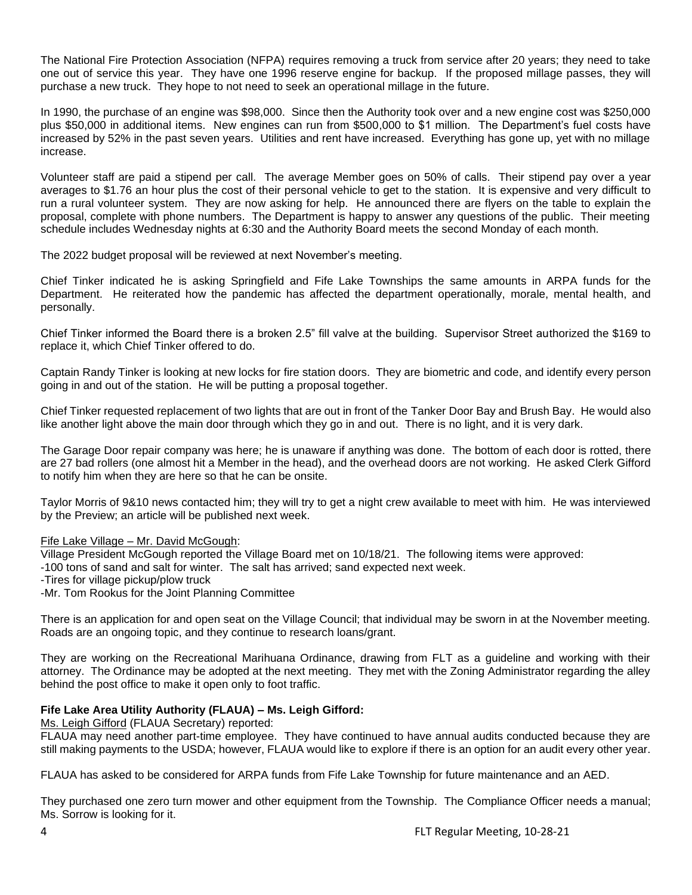The National Fire Protection Association (NFPA) requires removing a truck from service after 20 years; they need to take one out of service this year. They have one 1996 reserve engine for backup. If the proposed millage passes, they will purchase a new truck. They hope to not need to seek an operational millage in the future.

In 1990, the purchase of an engine was $98,000. Since then the Authority took over and a new engine cost was $250,000 plus $50,000 in additional items. New engines can run from $500,000 to $1 million. The Department's fuel costs have increased by 52% in the past seven years. Utilities and rent have increased. Everything has gone up, yet with no millage increase.

Volunteer staff are paid a stipend per call. The average Member goes on 50% of calls. Their stipend pay over a year averages to $1.76 an hour plus the cost of their personal vehicle to get to the station. It is expensive and very difficult to run a rural volunteer system. They are now asking for help. He announced there are flyers on the table to explain the proposal, complete with phone numbers. The Department is happy to answer any questions of the public. Their meeting schedule includes Wednesday nights at 6:30 and the Authority Board meets the second Monday of each month.

The 2022 budget proposal will be reviewed at next November's meeting.

Chief Tinker indicated he is asking Springfield and Fife Lake Townships the same amounts in ARPA funds for the Department. He reiterated how the pandemic has affected the department operationally, morale, mental health, and personally.

Chief Tinker informed the Board there is a broken 2.5" fill valve at the building. Supervisor Street authorized the $169 to replace it, which Chief Tinker offered to do.

Captain Randy Tinker is looking at new locks for fire station doors. They are biometric and code, and identify every person going in and out of the station. He will be putting a proposal together.

Chief Tinker requested replacement of two lights that are out in front of the Tanker Door Bay and Brush Bay. He would also like another light above the main door through which they go in and out. There is no light, and it is very dark.

The Garage Door repair company was here; he is unaware if anything was done. The bottom of each door is rotted, there are 27 bad rollers (one almost hit a Member in the head), and the overhead doors are not working. He asked Clerk Gifford to notify him when they are here so that he can be onsite.

Taylor Morris of 9&10 news contacted him; they will try to get a night crew available to meet with him. He was interviewed by the Preview; an article will be published next week.

Fife Lake Village – Mr. David McGough:

Village President McGough reported the Village Board met on 10/18/21. The following items were approved:
-100 tons of sand and salt for winter. The salt has arrived; sand expected next week.
-Tires for village pickup/plow truck
-Mr. Tom Rookus for the Joint Planning Committee

There is an application for and open seat on the Village Council; that individual may be sworn in at the November meeting. Roads are an ongoing topic, and they continue to research loans/grant.

They are working on the Recreational Marihuana Ordinance, drawing from FLT as a guideline and working with their attorney. The Ordinance may be adopted at the next meeting. They met with the Zoning Administrator regarding the alley behind the post office to make it open only to foot traffic.

**Fife Lake Area Utility Authority (FLAUA) – Ms. Leigh Gifford:**

Ms. Leigh Gifford (FLAUA Secretary) reported:
FLAUA may need another part-time employee. They have continued to have annual audits conducted because they are still making payments to the USDA; however, FLAUA would like to explore if there is an option for an audit every other year.

FLAUA has asked to be considered for ARPA funds from Fife Lake Township for future maintenance and an AED.

They purchased one zero turn mower and other equipment from the Township. The Compliance Officer needs a manual; Ms. Sorrow is looking for it.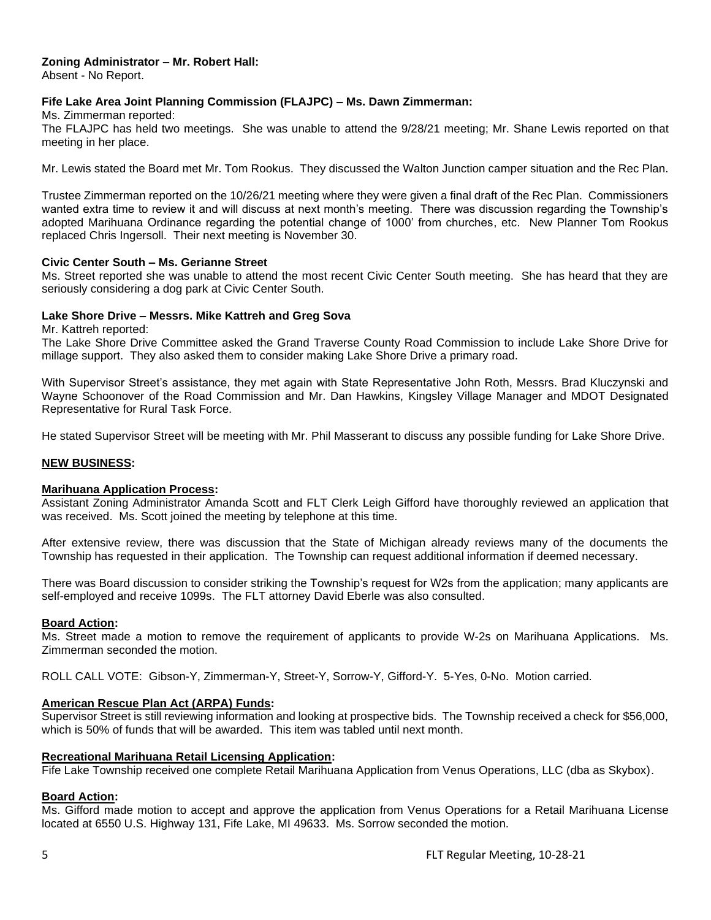**Zoning Administrator – Mr. Robert Hall:**
Absent - No Report.

**Fife Lake Area Joint Planning Commission (FLAJPC) – Ms. Dawn Zimmerman:**
Ms. Zimmerman reported:
The FLAJPC has held two meetings. She was unable to attend the 9/28/21 meeting; Mr. Shane Lewis reported on that meeting in her place.

Mr. Lewis stated the Board met Mr. Tom Rookus. They discussed the Walton Junction camper situation and the Rec Plan.

Trustee Zimmerman reported on the 10/26/21 meeting where they were given a final draft of the Rec Plan. Commissioners wanted extra time to review it and will discuss at next month's meeting. There was discussion regarding the Township's adopted Marihuana Ordinance regarding the potential change of 1000' from churches, etc. New Planner Tom Rookus replaced Chris Ingersoll. Their next meeting is November 30.

**Civic Center South – Ms. Gerianne Street**
Ms. Street reported she was unable to attend the most recent Civic Center South meeting. She has heard that they are seriously considering a dog park at Civic Center South.

**Lake Shore Drive – Messrs. Mike Kattreh and Greg Sova**
Mr. Kattreh reported:
The Lake Shore Drive Committee asked the Grand Traverse County Road Commission to include Lake Shore Drive for millage support. They also asked them to consider making Lake Shore Drive a primary road.

With Supervisor Street's assistance, they met again with State Representative John Roth, Messrs. Brad Kluczynski and Wayne Schoonover of the Road Commission and Mr. Dan Hawkins, Kingsley Village Manager and MDOT Designated Representative for Rural Task Force.

He stated Supervisor Street will be meeting with Mr. Phil Masserant to discuss any possible funding for Lake Shore Drive.

**NEW BUSINESS:**

**Marihuana Application Process:**
Assistant Zoning Administrator Amanda Scott and FLT Clerk Leigh Gifford have thoroughly reviewed an application that was received. Ms. Scott joined the meeting by telephone at this time.

After extensive review, there was discussion that the State of Michigan already reviews many of the documents the Township has requested in their application. The Township can request additional information if deemed necessary.

There was Board discussion to consider striking the Township's request for W2s from the application; many applicants are self-employed and receive 1099s. The FLT attorney David Eberle was also consulted.

**Board Action:**
Ms. Street made a motion to remove the requirement of applicants to provide W-2s on Marihuana Applications. Ms. Zimmerman seconded the motion.

ROLL CALL VOTE: Gibson-Y, Zimmerman-Y, Street-Y, Sorrow-Y, Gifford-Y. 5-Yes, 0-No. Motion carried.

**American Rescue Plan Act (ARPA) Funds:**
Supervisor Street is still reviewing information and looking at prospective bids. The Township received a check for $56,000, which is 50% of funds that will be awarded. This item was tabled until next month.

**Recreational Marihuana Retail Licensing Application:**
Fife Lake Township received one complete Retail Marihuana Application from Venus Operations, LLC (dba as Skybox).

**Board Action:**
Ms. Gifford made motion to accept and approve the application from Venus Operations for a Retail Marihuana License located at 6550 U.S. Highway 131, Fife Lake, MI 49633. Ms. Sorrow seconded the motion.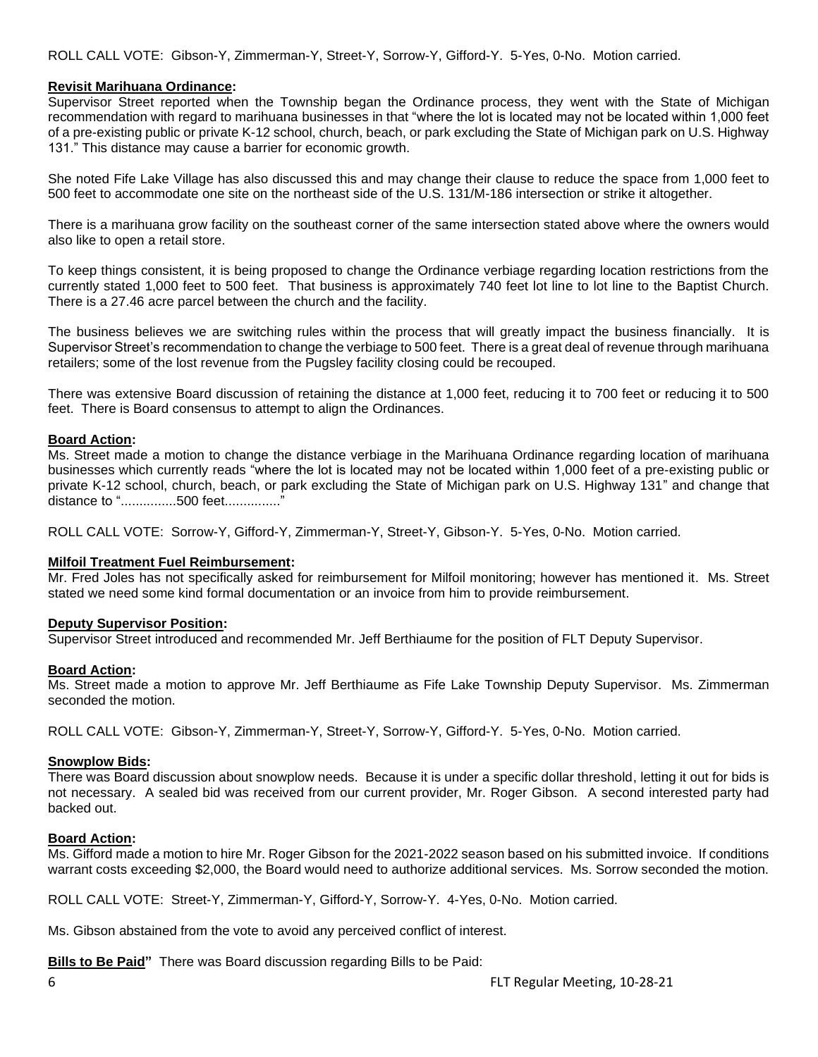ROLL CALL VOTE: Gibson-Y, Zimmerman-Y, Street-Y, Sorrow-Y, Gifford-Y. 5-Yes, 0-No. Motion carried.

**Revisit Marihuana Ordinance:**

Supervisor Street reported when the Township began the Ordinance process, they went with the State of Michigan recommendation with regard to marihuana businesses in that "where the lot is located may not be located within 1,000 feet of a pre-existing public or private K-12 school, church, beach, or park excluding the State of Michigan park on U.S. Highway 131." This distance may cause a barrier for economic growth.

She noted Fife Lake Village has also discussed this and may change their clause to reduce the space from 1,000 feet to 500 feet to accommodate one site on the northeast side of the U.S. 131/M-186 intersection or strike it altogether.

There is a marihuana grow facility on the southeast corner of the same intersection stated above where the owners would also like to open a retail store.

To keep things consistent, it is being proposed to change the Ordinance verbiage regarding location restrictions from the currently stated 1,000 feet to 500 feet. That business is approximately 740 feet lot line to lot line to the Baptist Church. There is a 27.46 acre parcel between the church and the facility.

The business believes we are switching rules within the process that will greatly impact the business financially. It is Supervisor Street's recommendation to change the verbiage to 500 feet. There is a great deal of revenue through marihuana retailers; some of the lost revenue from the Pugsley facility closing could be recouped.

There was extensive Board discussion of retaining the distance at 1,000 feet, reducing it to 700 feet or reducing it to 500 feet. There is Board consensus to attempt to align the Ordinances.

**Board Action:**

Ms. Street made a motion to change the distance verbiage in the Marihuana Ordinance regarding location of marihuana businesses which currently reads "where the lot is located may not be located within 1,000 feet of a pre-existing public or private K-12 school, church, beach, or park excluding the State of Michigan park on U.S. Highway 131" and change that distance to "...............500 feet..............."

ROLL CALL VOTE: Sorrow-Y, Gifford-Y, Zimmerman-Y, Street-Y, Gibson-Y. 5-Yes, 0-No. Motion carried.

**Milfoil Treatment Fuel Reimbursement:**

Mr. Fred Joles has not specifically asked for reimbursement for Milfoil monitoring; however has mentioned it. Ms. Street stated we need some kind formal documentation or an invoice from him to provide reimbursement.

**Deputy Supervisor Position:**

Supervisor Street introduced and recommended Mr. Jeff Berthiaume for the position of FLT Deputy Supervisor.

**Board Action:**

Ms. Street made a motion to approve Mr. Jeff Berthiaume as Fife Lake Township Deputy Supervisor. Ms. Zimmerman seconded the motion.

ROLL CALL VOTE: Gibson-Y, Zimmerman-Y, Street-Y, Sorrow-Y, Gifford-Y. 5-Yes, 0-No. Motion carried.

**Snowplow Bids:**

There was Board discussion about snowplow needs. Because it is under a specific dollar threshold, letting it out for bids is not necessary. A sealed bid was received from our current provider, Mr. Roger Gibson. A second interested party had backed out.

**Board Action:**

Ms. Gifford made a motion to hire Mr. Roger Gibson for the 2021-2022 season based on his submitted invoice. If conditions warrant costs exceeding $2,000, the Board would need to authorize additional services. Ms. Sorrow seconded the motion.

ROLL CALL VOTE: Street-Y, Zimmerman-Y, Gifford-Y, Sorrow-Y. 4-Yes, 0-No. Motion carried.

Ms. Gibson abstained from the vote to avoid any perceived conflict of interest.

**Bills to Be Paid"** There was Board discussion regarding Bills to be Paid: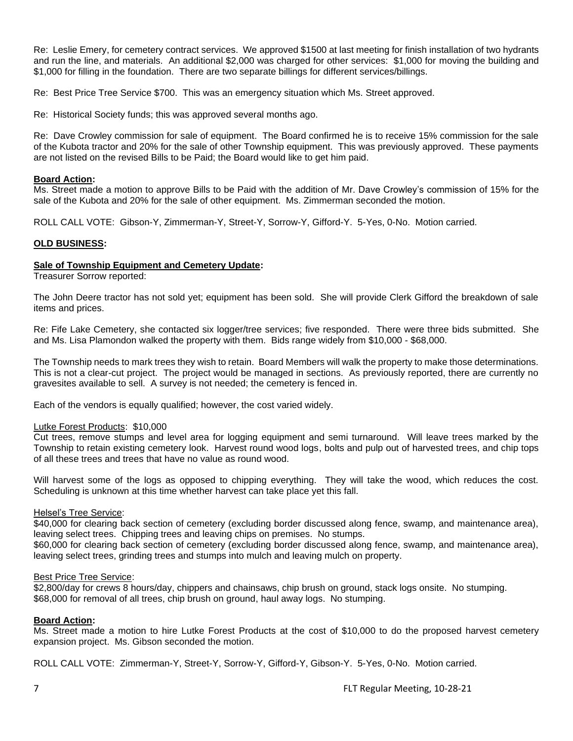Re: Leslie Emery, for cemetery contract services. We approved $1500 at last meeting for finish installation of two hydrants and run the line, and materials. An additional $2,000 was charged for other services: $1,000 for moving the building and $1,000 for filling in the foundation. There are two separate billings for different services/billings.

Re: Best Price Tree Service $700. This was an emergency situation which Ms. Street approved.

Re: Historical Society funds; this was approved several months ago.

Re: Dave Crowley commission for sale of equipment. The Board confirmed he is to receive 15% commission for the sale of the Kubota tractor and 20% for the sale of other Township equipment. This was previously approved. These payments are not listed on the revised Bills to be Paid; the Board would like to get him paid.

**Board Action:**
Ms. Street made a motion to approve Bills to be Paid with the addition of Mr. Dave Crowley's commission of 15% for the sale of the Kubota and 20% for the sale of other equipment. Ms. Zimmerman seconded the motion.

ROLL CALL VOTE: Gibson-Y, Zimmerman-Y, Street-Y, Sorrow-Y, Gifford-Y. 5-Yes, 0-No. Motion carried.

**OLD BUSINESS:**

**Sale of Township Equipment and Cemetery Update:**
Treasurer Sorrow reported:

The John Deere tractor has not sold yet; equipment has been sold. She will provide Clerk Gifford the breakdown of sale items and prices.

Re: Fife Lake Cemetery, she contacted six logger/tree services; five responded. There were three bids submitted. She and Ms. Lisa Plamondon walked the property with them. Bids range widely from $10,000 - $68,000.

The Township needs to mark trees they wish to retain. Board Members will walk the property to make those determinations. This is not a clear-cut project. The project would be managed in sections. As previously reported, there are currently no gravesites available to sell. A survey is not needed; the cemetery is fenced in.

Each of the vendors is equally qualified; however, the cost varied widely.

Lutke Forest Products: $10,000
Cut trees, remove stumps and level area for logging equipment and semi turnaround. Will leave trees marked by the Township to retain existing cemetery look. Harvest round wood logs, bolts and pulp out of harvested trees, and chip tops of all these trees and trees that have no value as round wood.

Will harvest some of the logs as opposed to chipping everything. They will take the wood, which reduces the cost. Scheduling is unknown at this time whether harvest can take place yet this fall.

Helsel's Tree Service:
$40,000 for clearing back section of cemetery (excluding border discussed along fence, swamp, and maintenance area), leaving select trees. Chipping trees and leaving chips on premises. No stumps.
$60,000 for clearing back section of cemetery (excluding border discussed along fence, swamp, and maintenance area), leaving select trees, grinding trees and stumps into mulch and leaving mulch on property.

Best Price Tree Service:
$2,800/day for crews 8 hours/day, chippers and chainsaws, chip brush on ground, stack logs onsite. No stumping.
$68,000 for removal of all trees, chip brush on ground, haul away logs. No stumping.

**Board Action:**
Ms. Street made a motion to hire Lutke Forest Products at the cost of $10,000 to do the proposed harvest cemetery expansion project. Ms. Gibson seconded the motion.

ROLL CALL VOTE: Zimmerman-Y, Street-Y, Sorrow-Y, Gifford-Y, Gibson-Y. 5-Yes, 0-No. Motion carried.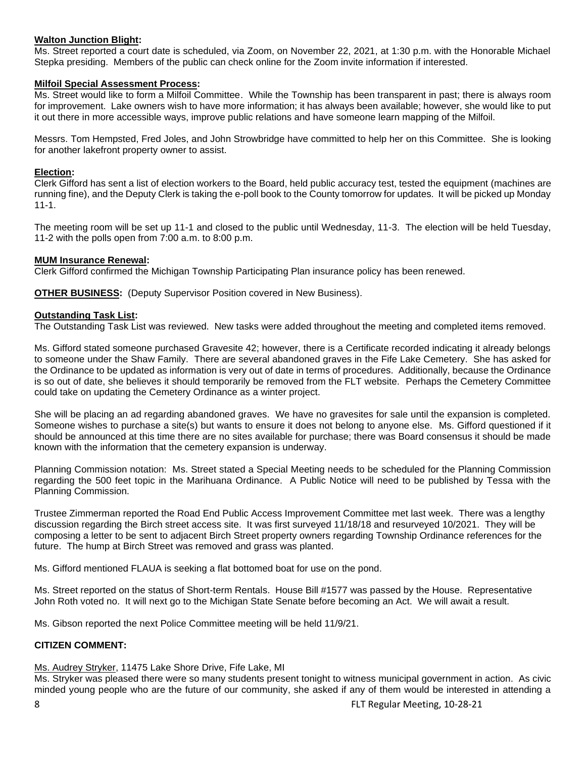**Walton Junction Blight:**
Ms. Street reported a court date is scheduled, via Zoom, on November 22, 2021, at 1:30 p.m. with the Honorable Michael Stepka presiding. Members of the public can check online for the Zoom invite information if interested.

**Milfoil Special Assessment Process:**
Ms. Street would like to form a Milfoil Committee. While the Township has been transparent in past; there is always room for improvement. Lake owners wish to have more information; it has always been available; however, she would like to put it out there in more accessible ways, improve public relations and have someone learn mapping of the Milfoil.

Messrs. Tom Hempsted, Fred Joles, and John Strowbridge have committed to help her on this Committee. She is looking for another lakefront property owner to assist.

**Election:**
Clerk Gifford has sent a list of election workers to the Board, held public accuracy test, tested the equipment (machines are running fine), and the Deputy Clerk is taking the e-poll book to the County tomorrow for updates. It will be picked up Monday 11-1.

The meeting room will be set up 11-1 and closed to the public until Wednesday, 11-3. The election will be held Tuesday, 11-2 with the polls open from 7:00 a.m. to 8:00 p.m.

**MUM Insurance Renewal:**
Clerk Gifford confirmed the Michigan Township Participating Plan insurance policy has been renewed.

**OTHER BUSINESS:** (Deputy Supervisor Position covered in New Business).

**Outstanding Task List:**
The Outstanding Task List was reviewed. New tasks were added throughout the meeting and completed items removed.

Ms. Gifford stated someone purchased Gravesite 42; however, there is a Certificate recorded indicating it already belongs to someone under the Shaw Family. There are several abandoned graves in the Fife Lake Cemetery. She has asked for the Ordinance to be updated as information is very out of date in terms of procedures. Additionally, because the Ordinance is so out of date, she believes it should temporarily be removed from the FLT website. Perhaps the Cemetery Committee could take on updating the Cemetery Ordinance as a winter project.

She will be placing an ad regarding abandoned graves. We have no gravesites for sale until the expansion is completed. Someone wishes to purchase a site(s) but wants to ensure it does not belong to anyone else. Ms. Gifford questioned if it should be announced at this time there are no sites available for purchase; there was Board consensus it should be made known with the information that the cemetery expansion is underway.

Planning Commission notation: Ms. Street stated a Special Meeting needs to be scheduled for the Planning Commission regarding the 500 feet topic in the Marihuana Ordinance. A Public Notice will need to be published by Tessa with the Planning Commission.

Trustee Zimmerman reported the Road End Public Access Improvement Committee met last week. There was a lengthy discussion regarding the Birch street access site. It was first surveyed 11/18/18 and resurveyed 10/2021. They will be composing a letter to be sent to adjacent Birch Street property owners regarding Township Ordinance references for the future. The hump at Birch Street was removed and grass was planted.

Ms. Gifford mentioned FLAUA is seeking a flat bottomed boat for use on the pond.

Ms. Street reported on the status of Short-term Rentals. House Bill #1577 was passed by the House. Representative John Roth voted no. It will next go to the Michigan State Senate before becoming an Act. We will await a result.

Ms. Gibson reported the next Police Committee meeting will be held 11/9/21.

**CITIZEN COMMENT:**

Ms. Audrey Stryker, 11475 Lake Shore Drive, Fife Lake, MI
Ms. Stryker was pleased there were so many students present tonight to witness municipal government in action. As civic minded young people who are the future of our community, she asked if any of them would be interested in attending a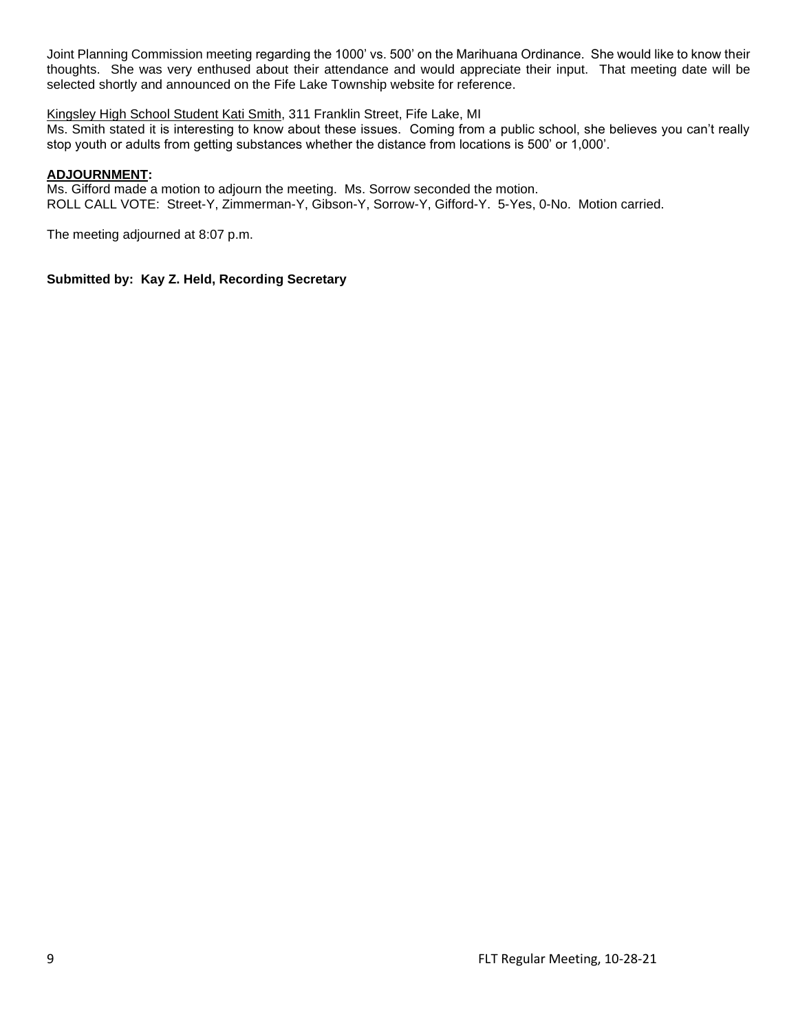Joint Planning Commission meeting regarding the 1000' vs. 500' on the Marihuana Ordinance. She would like to know their thoughts. She was very enthused about their attendance and would appreciate their input. That meeting date will be selected shortly and announced on the Fife Lake Township website for reference.

Kingsley High School Student Kati Smith, 311 Franklin Street, Fife Lake, MI
Ms. Smith stated it is interesting to know about these issues. Coming from a public school, she believes you can't really stop youth or adults from getting substances whether the distance from locations is 500' or 1,000'.

**ADJOURNMENT:**
Ms. Gifford made a motion to adjourn the meeting. Ms. Sorrow seconded the motion.
ROLL CALL VOTE: Street-Y, Zimmerman-Y, Gibson-Y, Sorrow-Y, Gifford-Y. 5-Yes, 0-No. Motion carried.

The meeting adjourned at 8:07 p.m.

**Submitted by: Kay Z. Held, Recording Secretary**